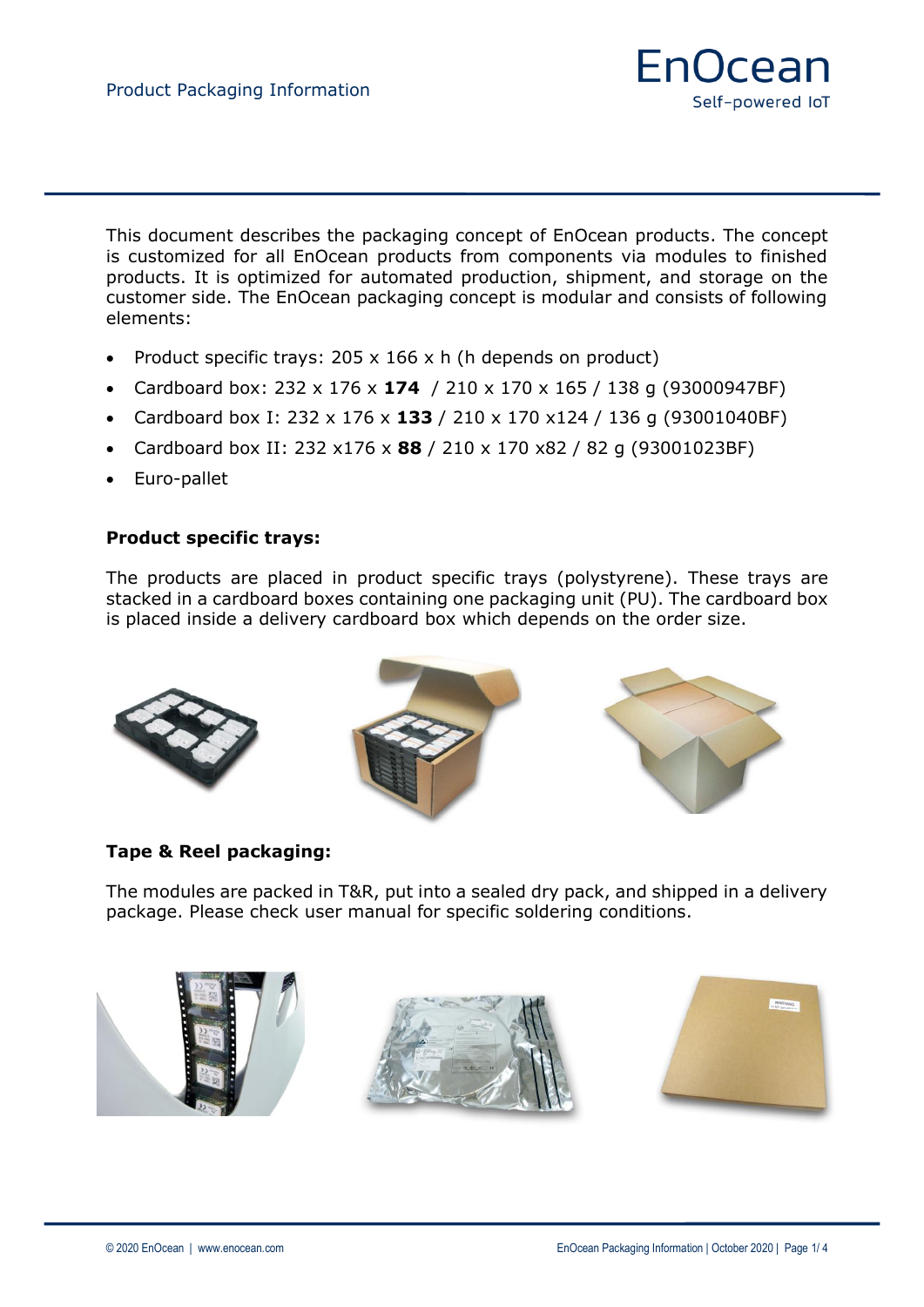This document describes the packaging concept of EnOcean products. The concept is customized for all EnOcean products from components via modules to finished products. It is optimized for automated production, shipment, and storage on the customer side. The EnOcean packaging concept is modular and consists of following elements:

- Product specific trays: 205 x 166 x h (h depends on product)
- Cardboard box: 232 x 176 x **174** / 210 x 170 x 165 / 138 g (93000947BF)
- Cardboard box I: 232 x 176 x **133** / 210 x 170 x124 / 136 g (93001040BF)
- Cardboard box II: 232 x176 x **88** / 210 x 170 x82 / 82 g (93001023BF)
- Euro-pallet

**Product specific trays:**

The products are placed in product specific trays (polystyrene). These trays are stacked in a cardboard boxes containing one packaging unit (PU). The cardboard box is placed inside a delivery cardboard box which depends on the order size.

**Tape & Reel packaging:**

The modules are packed in T&R, put into a sealed dry pack, and shipped in a delivery package. Please check user manual for specific soldering conditions.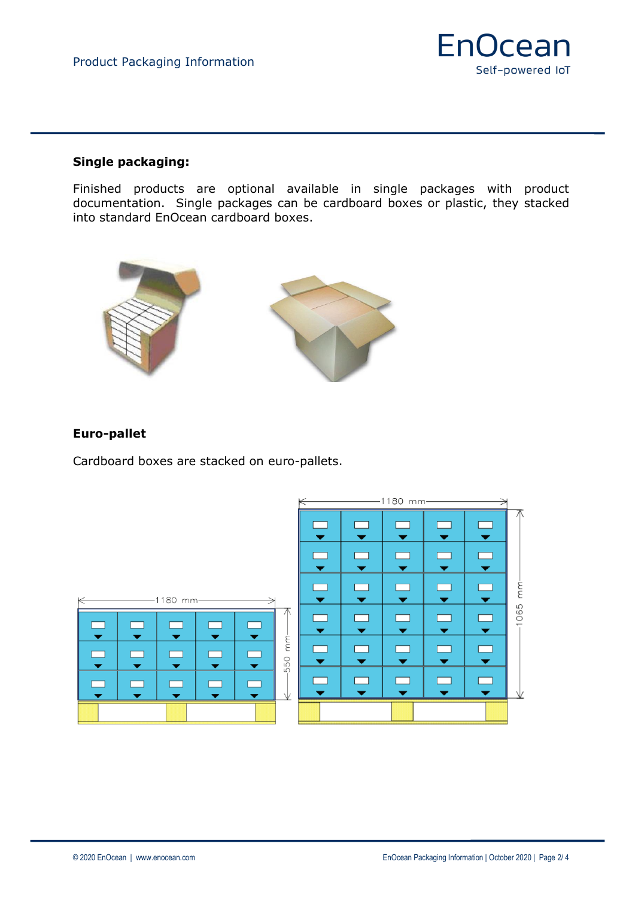**Single packaging:**

Finished products are optional available in single packages with product documentation. Single packages can be cardboard boxes or plastic, they stacked into standard EnOcean cardboard boxes.

**Euro-pallet**

Cardboard boxes are stacked on euro-pallets.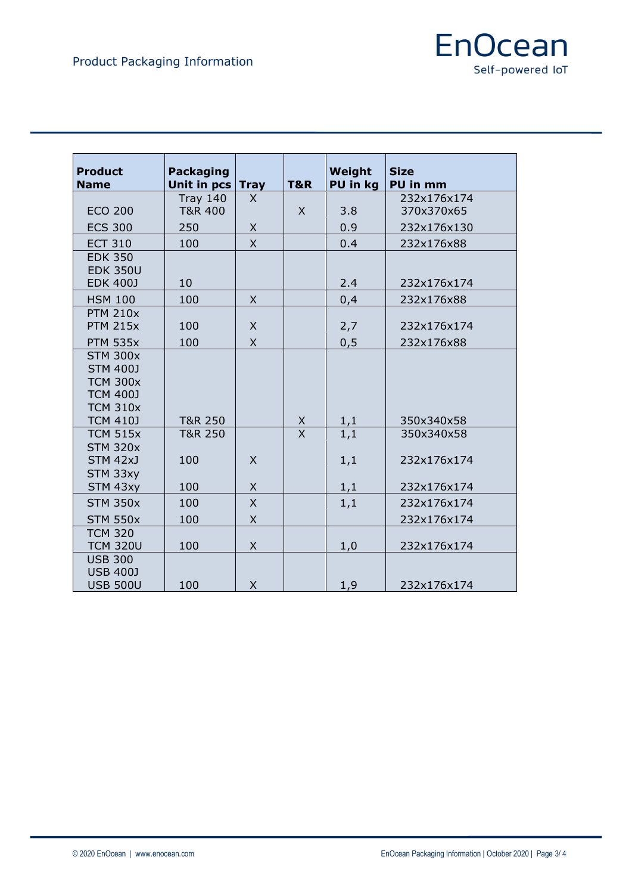| Product Name | Packaging Unit in pcs | Tray | T&R | Weight PU in kg | Size PU in mm |
|---|---|---|---|---|---|
| ECO 200 | Tray 140<br>T&R 400 | X | X | 3.8 | 232x176x174<br>370x370x65 |
| ECS 300 | 250 | X | | 0.9 | 232x176x130 |
| ECT 310 | 100 | X | | 0.4 | 232x176x88 |
| EDK 350<br>EDK 350U<br>EDK 400J | 10 | | | 2.4 | 232x176x174 |
| HSM 100 | 100 | X | | 0,4 | 232x176x88 |
| PTM 210x<br>PTM 215x | 100 | X | | 2,7 | 232x176x174 |
| PTM 535x | 100 | X | | 0,5 | 232x176x88 |
| STM 300x<br>STM 400J<br>TCM 300x<br>TCM 400J<br>TCM 310x<br>TCM 410J | T&R 250 | | X | 1,1 | 350x340x58 |
| TCM 515x | T&R 250 | | X | 1,1 | 350x340x58 |
| STM 320x<br>STM 42xJ | 100 | X | | 1,1 | 232x176x174 |
| STM 33xy<br>STM 43xy | 100 | X | | 1,1 | 232x176x174 |
| STM 350x | 100 | X | | 1,1 | 232x176x174 |
| STM 550x | 100 | X | | | 232x176x174 |
| TCM 320<br>TCM 320U | 100 | X | | 1,0 | 232x176x174 |
| USB 300<br>USB 400J<br>USB 500U | 100 | X | | 1,9 | 232x176x174 |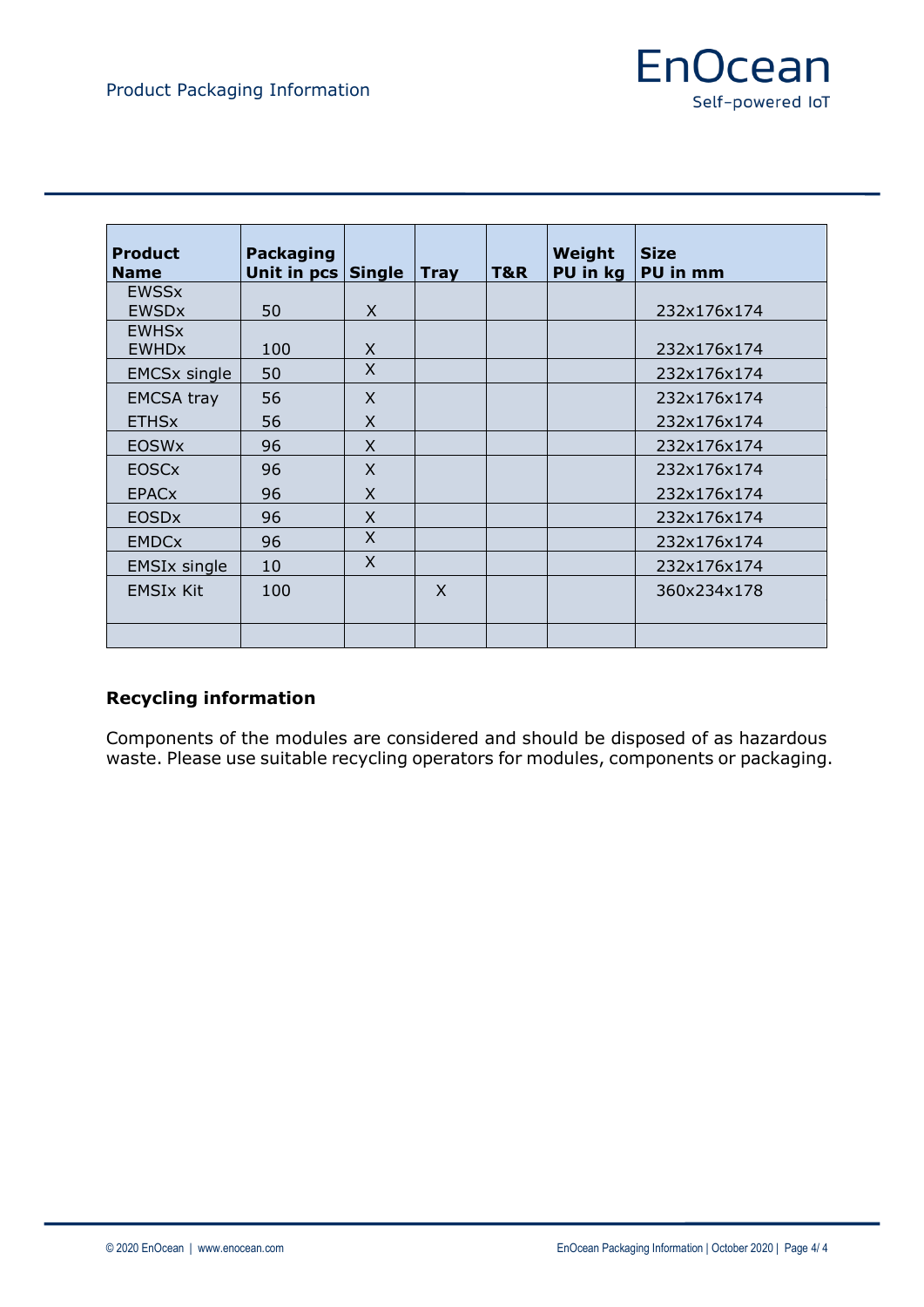| Product Name | Packaging Unit in pcs | Single | Tray | T&R | Weight PU in kg | Size PU in mm |
|---|---|---|---|---|---|---|
| EWSSx EWSDx | 50 | X | | | | 232x176x174 |
| EWHSx EWHDx | 100 | X | | | | 232x176x174 |
| EMCSx single | 50 | X | | | | 232x176x174 |
| EMCSA tray | 56 | X | | | | 232x176x174 |
| ETHSx | 56 | X | | | | 232x176x174 |
| EOSWx | 96 | X | | | | 232x176x174 |
| EOSCx | 96 | X | | | | 232x176x174 |
| EPACx | 96 | X | | | | 232x176x174 |
| EOSDx | 96 | X | | | | 232x176x174 |
| EMDCx | 96 | X | | | | 232x176x174 |
| EMSIx single | 10 | X | | | | 232x176x174 |
| EMSIx Kit | 100 | | X | | | 360x234x178 |
| | | | | | | |

## Recycling information

Components of the modules are considered and should be disposed of as hazardous waste. Please use suitable recycling operators for modules, components or packaging.